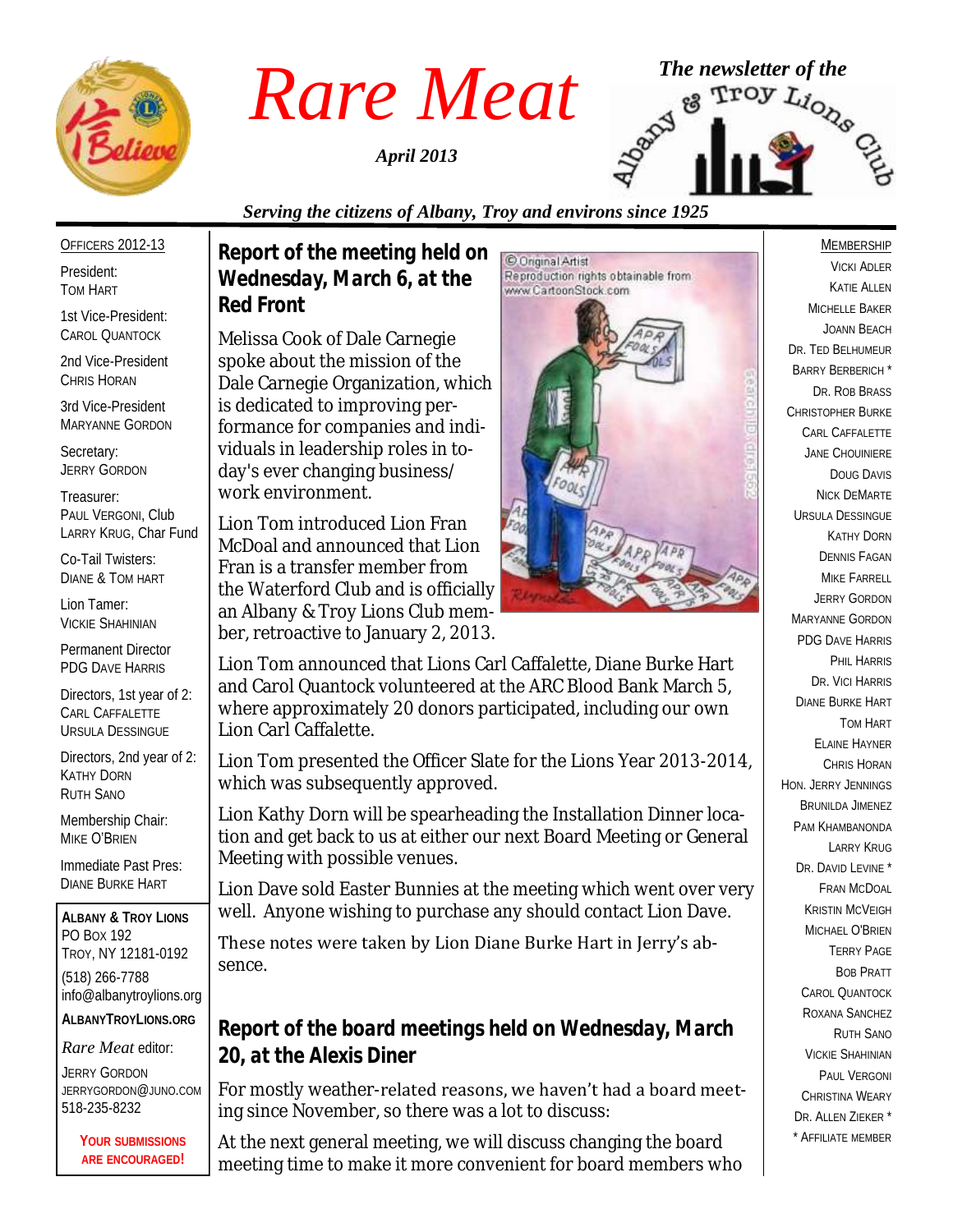# Rare Meat

*April 2013*

*The newsletter of the* Albany & Troy Lions Club

*Serving the citizens of Albany, Troy and environs since 1925*

## Report of the meeting held on Wednesday, March 6, at the Red Front

Melissa Cook of Dale Carnegie spoke about the mission of the Dale Carnegie Organization, which is dedicated to improving performance for companies and individuals in leadership roles in today's ever changing business/work environment.

Lion Tom introduced Lion Fran McDoal and announced that Lion Fran is a transfer member from the Waterford Club and is officially an Albany & Troy Lions Club member, retroactive to January 2, 2013.

Lion Tom announced that Lions Carl Caffalette, Diane Burke Hart and Carol Quantock volunteered at the ARC Blood Bank March 5, where approximately 20 donors participated, including our own Lion Carl Caffalette.

Lion Tom presented the Officer Slate for the Lions Year 2013-2014, which was subsequently approved.

Lion Kathy Dorn will be spearheading the Installation Dinner location and get back to us at either our next Board Meeting or General Meeting with possible venues.

Lion Dave sold Easter Bunnies at the meeting which went over very well. Anyone wishing to purchase any should contact Lion Dave.

These notes were taken by Lion Diane Burke Hart in Jerry's absence.

## Report of the board meetings held on Wednesday, March 20, at the Alexis Diner

For mostly weather-related reasons, we haven't had a board meeting since November, so there was a lot to discuss:

At the next general meeting, we will discuss changing the board meeting time to make it more convenient for board members who

---

**Officers 2012-13**

President:
Tom Hart

1st Vice-President:
Carol Quantock

2nd Vice-President
Chris Horan

3rd Vice-President
Maryanne Gordon

Secretary:
Jerry Gordon

Treasurer:
Paul Vergoni, Club
Larry Krug, Char Fund

Co-Tail Twisters:
Diane & Tom Hart

Lion Tamer:
Vickie Shahinian

Permanent Director
PDG Dave Harris

Directors, 1st year of 2:
Carl Caffalette
Ursula Dessingue

Directors, 2nd year of 2:
Kathy Dorn
Ruth Sano

Membership Chair:
Mike O'Brien

Immediate Past Pres:
Diane Burke Hart

**Albany & Troy Lions**
PO Box 192
Troy, NY 12181-0192
(518) 266-7788
info@albanytroylions.org

**AlbanyTroyLions.org**

*Rare Meat* editor:
Jerry Gordon
jerrygordon@juno.com
518-235-8232

**Your submissions are encouraged!**

---

**Membership**

Vicki Adler
Katie Allen
Michelle Baker
JoAnn Beach
Dr. Ted Belhumeur
Barry Berberich *
Dr. Rob Brass
Christopher Burke
Carl Caffalette
Jane Chouiniere
Doug Davis
Nick DeMarte
Ursula Dessingue
Kathy Dorn
Dennis Fagan
Mike Farrell
Jerry Gordon
Maryanne Gordon
PDG Dave Harris
Phil Harris
Dr. Vici Harris
Diane Burke Hart
Tom Hart
Elaine Hayner
Chris Horan
Hon. Jerry Jennings
Brunilda Jimenez
Pam Khambanonda
Larry Krug
Dr. David Levine *
Fran McDoal
Kristin McVeigh
Michael O'Brien
Terry Page
Bob Pratt
Carol Quantock
Roxana Sanchez
Ruth Sano
Vickie Shahinian
Paul Vergoni
Christina Weary
Dr. Allen Zieker *

* Affiliate member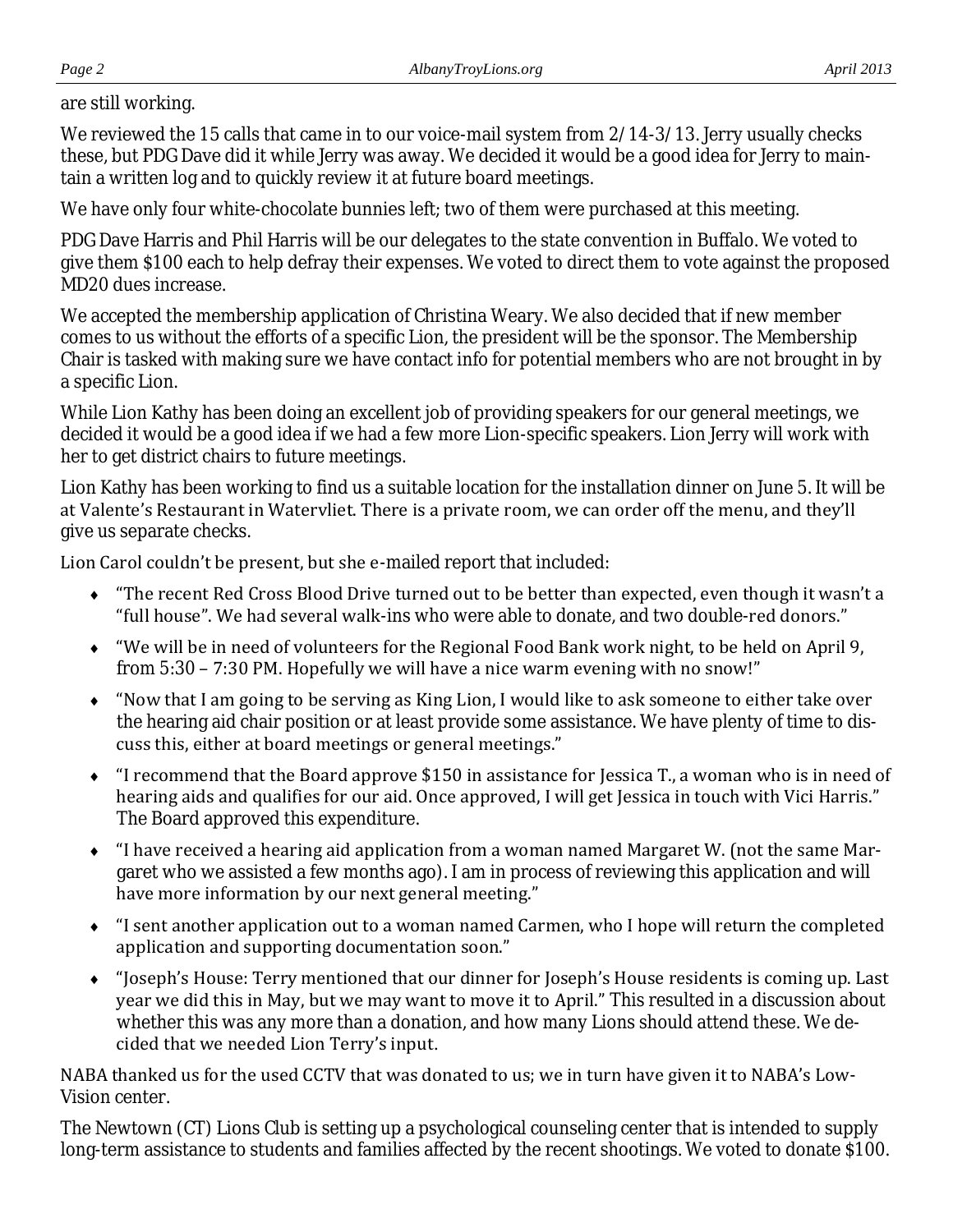are still working.

We reviewed the 15 calls that came in to our voice-mail system from 2/14-3/13. Jerry usually checks these, but PDG Dave did it while Jerry was away. We decided it would be a good idea for Jerry to maintain a written log and to quickly review it at future board meetings.

We have only four white-chocolate bunnies left; two of them were purchased at this meeting.

PDG Dave Harris and Phil Harris will be our delegates to the state convention in Buffalo. We voted to give them $100 each to help defray their expenses. We voted to direct them to vote against the proposed MD20 dues increase.

We accepted the membership application of Christina Weary. We also decided that if new member comes to us without the efforts of a specific Lion, the president will be the sponsor. The Membership Chair is tasked with making sure we have contact info for potential members who are not brought in by a specific Lion.

While Lion Kathy has been doing an excellent job of providing speakers for our general meetings, we decided it would be a good idea if we had a few more Lion-specific speakers. Lion Jerry will work with her to get district chairs to future meetings.

Lion Kathy has been working to find us a suitable location for the installation dinner on June 5. It will be at Valente's Restaurant in Watervliet. There is a private room, we can order off the menu, and they'll give us separate checks.

Lion Carol couldn't be present, but she e-mailed report that included:

- "The recent Red Cross Blood Drive turned out to be better than expected, even though it wasn't a "full house". We had several walk-ins who were able to donate, and two double-red donors."
- "We will be in need of volunteers for the Regional Food Bank work night, to be held on April 9, from 5:30 – 7:30 PM. Hopefully we will have a nice warm evening with no snow!"
- "Now that I am going to be serving as King Lion, I would like to ask someone to either take over the hearing aid chair position or at least provide some assistance. We have plenty of time to discuss this, either at board meetings or general meetings."
- "I recommend that the Board approve $150 in assistance for Jessica T., a woman who is in need of hearing aids and qualifies for our aid. Once approved, I will get Jessica in touch with Vici Harris." The Board approved this expenditure.
- "I have received a hearing aid application from a woman named Margaret W. (not the same Margaret who we assisted a few months ago). I am in process of reviewing this application and will have more information by our next general meeting."
- "I sent another application out to a woman named Carmen, who I hope will return the completed application and supporting documentation soon."
- "Joseph's House: Terry mentioned that our dinner for Joseph's House residents is coming up. Last year we did this in May, but we may want to move it to April." This resulted in a discussion about whether this was any more than a donation, and how many Lions should attend these. We decided that we needed Lion Terry's input.

NABA thanked us for the used CCTV that was donated to us; we in turn have given it to NABA's Low-Vision center.

The Newtown (CT) Lions Club is setting up a psychological counseling center that is intended to supply long-term assistance to students and families affected by the recent shootings. We voted to donate $100.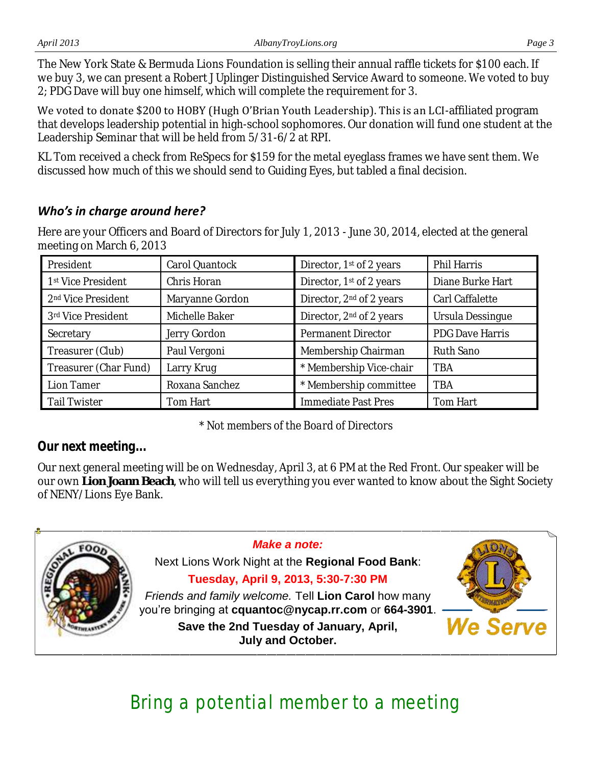The New York State & Bermuda Lions Foundation is selling their annual raffle tickets for $100 each. If we buy 3, we can present a Robert J Uplinger Distinguished Service Award to someone. We voted to buy 2; PDG Dave will buy one himself, which will complete the requirement for 3.

We voted to donate $200 to HOBY (Hugh O'Brian Youth Leadership). This is an LCI-affiliated program that develops leadership potential in high-school sophomores. Our donation will fund one student at the Leadership Seminar that will be held from 5/31-6/2 at RPI.

KL Tom received a check from ReSpecs for $159 for the metal eyeglass frames we have sent them. We discussed how much of this we should send to Guiding Eyes, but tabled a final decision.

## *Who's in charge around here?*

Here are your Officers and Board of Directors for July 1, 2013 - June 30, 2014, elected at the general meeting on March 6, 2013

| President | Carol Quantock | Director, 1st of 2 years | Phil Harris |
|---|---|---|---|
| 1st Vice President | Chris Horan | Director, 1st of 2 years | Diane Burke Hart |
| 2nd Vice President | Maryanne Gordon | Director, 2nd of 2 years | Carl Caffalette |
| 3rd Vice President | Michelle Baker | Director, 2nd of 2 years | Ursula Dessingue |
| Secretary | Jerry Gordon | Permanent Director | PDG Dave Harris |
| Treasurer (Club) | Paul Vergoni | Membership Chairman | Ruth Sano |
| Treasurer (Char Fund) | Larry Krug | * Membership Vice-chair | TBA |
| Lion Tamer | Roxana Sanchez | * Membership committee | TBA |
| Tail Twister | Tom Hart | Immediate Past Pres | Tom Hart |

* Not members of the Board of Directors

## Our next meeting...

Our next general meeting will be on Wednesday, April 3, at 6 PM at the Red Front. Our speaker will be our own **Lion Joann Beach**, who will tell us everything you ever wanted to know about the Sight Society of NENY/Lions Eye Bank.

***Make a note:***

Next Lions Work Night at the **Regional Food Bank**:

**Tuesday, April 9, 2013, 5:30-7:30 PM**

*Friends and family welcome.* Tell **Lion Carol** how many you're bringing at **cquantoc@nycap.rr.com** or **664-3901**.

**Save the 2nd Tuesday of January, April, July and October.**

We Serve

Bring a potential member to a meeting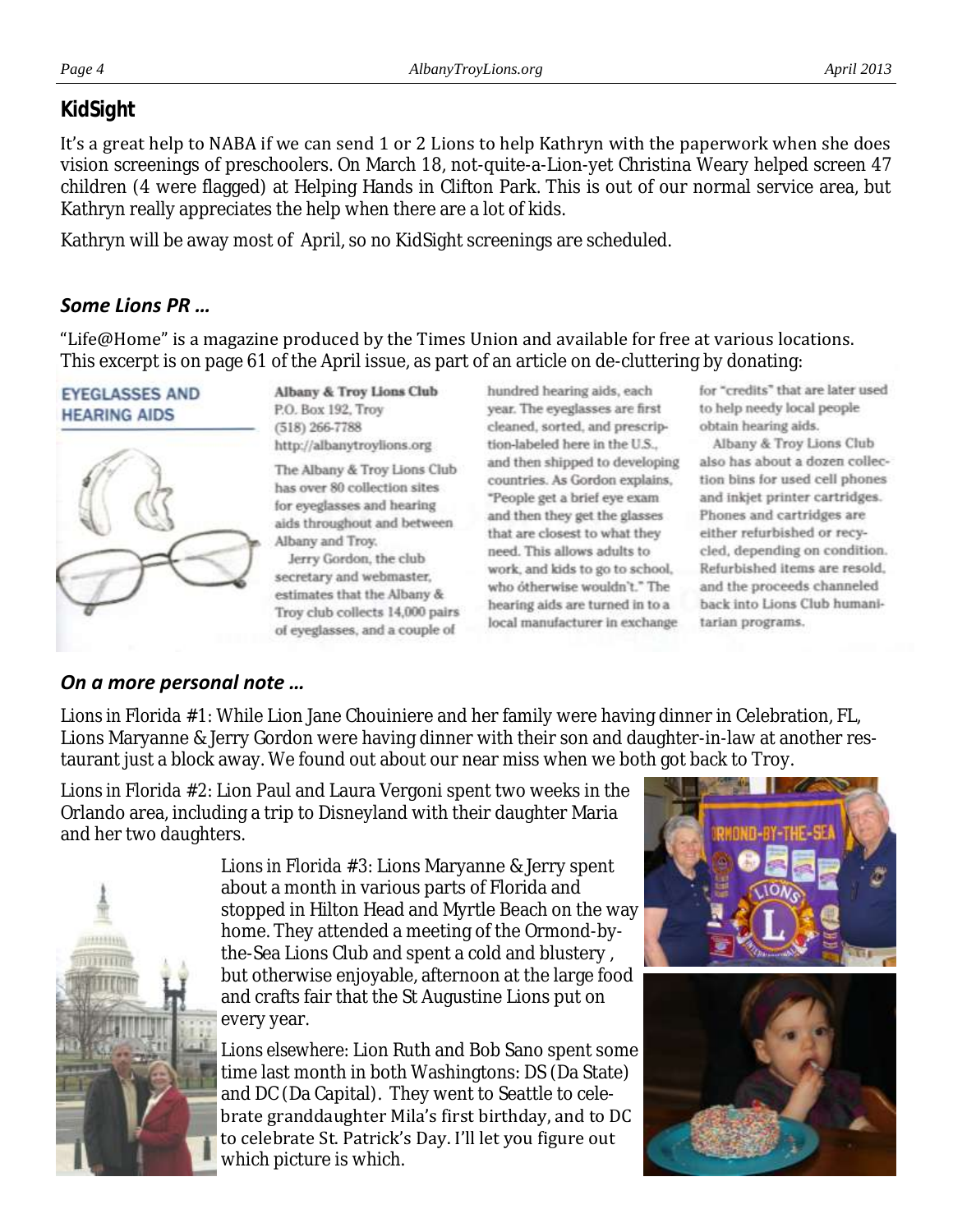## KidSight

It's a great help to NABA if we can send 1 or 2 Lions to help Kathryn with the paperwork when she does vision screenings of preschoolers. On March 18, not-quite-a-Lion-yet Christina Weary helped screen 47 children (4 were flagged) at Helping Hands in Clifton Park. This is out of our normal service area, but Kathryn really appreciates the help when there are a lot of kids.

Kathryn will be away most of April, so no KidSight screenings are scheduled.

## *Some Lions PR …*

"Life@Home" is a magazine produced by the Times Union and available for free at various locations. This excerpt is on page 61 of the April issue, as part of an article on de-cluttering by donating:

### EYEGLASSES AND HEARING AIDS

**Albany & Troy Lions Club**
P.O. Box 192, Troy
(518) 266-7788
http://albanytroylions.org

The Albany & Troy Lions Club has over 80 collection sites for eyeglasses and hearing aids throughout and between Albany and Troy.

Jerry Gordon, the club secretary and webmaster, estimates that the Albany & Troy club collects 14,000 pairs of eyeglasses, and a couple of hundred hearing aids, each year. The eyeglasses are first cleaned, sorted, and prescription-labeled here in the U.S., and then shipped to developing countries. As Gordon explains, "People get a brief eye exam and then they get the glasses that are closest to what they need. This allows adults to work, and kids to go to school, who otherwise wouldn't." The hearing aids are turned in to a local manufacturer in exchange for "credits" that are later used to help needy local people obtain hearing aids.

Albany & Troy Lions Club also has about a dozen collection bins for used cell phones and inkjet printer cartridges. Phones and cartridges are either refurbished or recycled, depending on condition. Refurbished items are resold, and the proceeds channeled back into Lions Club humanitarian programs.

## *On a more personal note …*

Lions in Florida #1: While Lion Jane Chouiniere and her family were having dinner in Celebration, FL, Lions Maryanne & Jerry Gordon were having dinner with their son and daughter-in-law at another restaurant just a block away. We found out about our near miss when we both got back to Troy.

Lions in Florida #2: Lion Paul and Laura Vergoni spent two weeks in the Orlando area, including a trip to Disneyland with their daughter Maria and her two daughters.

Lions in Florida #3: Lions Maryanne & Jerry spent about a month in various parts of Florida and stopped in Hilton Head and Myrtle Beach on the way home. They attended a meeting of the Ormond-by-the-Sea Lions Club and spent a cold and blustery , but otherwise enjoyable, afternoon at the large food and crafts fair that the St Augustine Lions put on every year.

Lions elsewhere: Lion Ruth and Bob Sano spent some time last month in both Washingtons: DS (Da State) and DC (Da Capital). They went to Seattle to celebrate granddaughter Mila's first birthday, and to DC to celebrate St. Patrick's Day. I'll let you figure out which picture is which.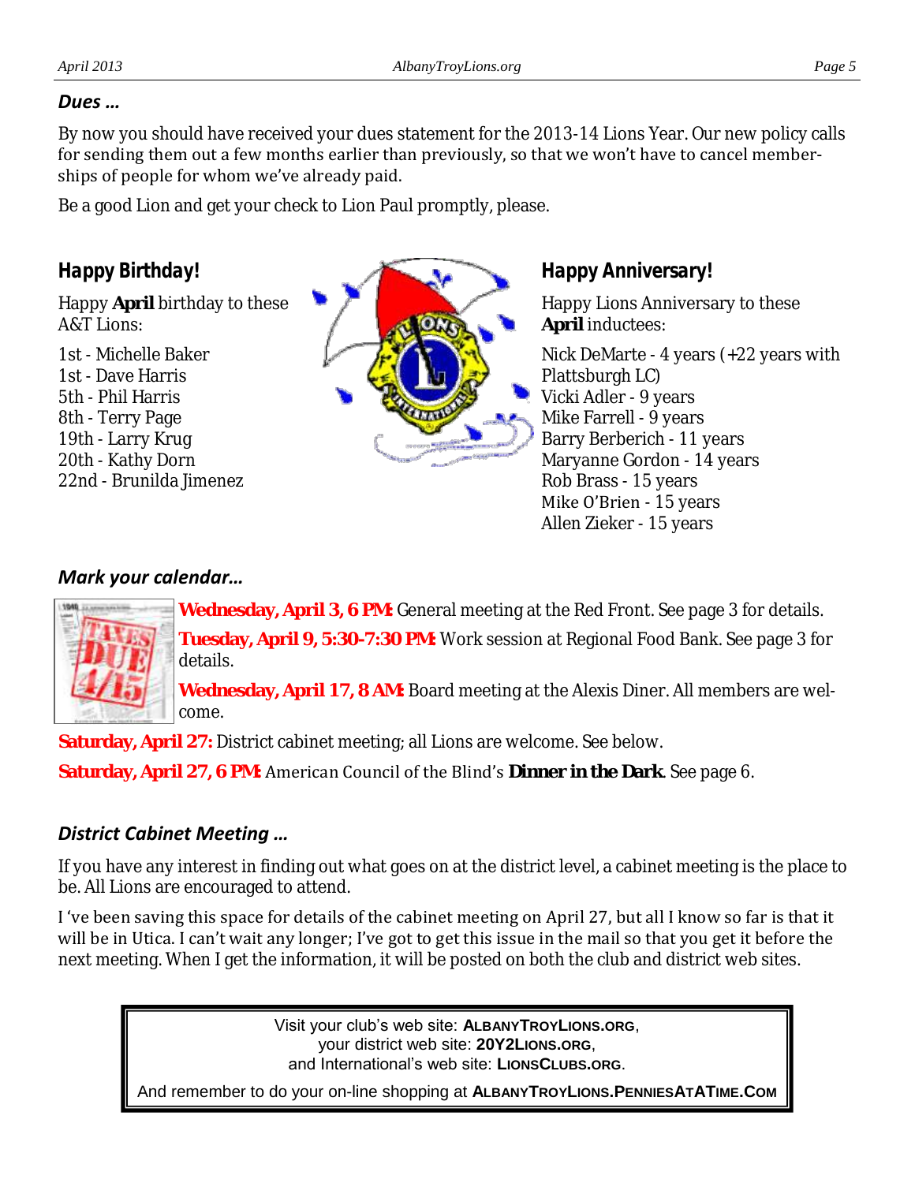### *Dues …*

By now you should have received your dues statement for the 2013-14 Lions Year. Our new policy calls for sending them out a few months earlier than previously, so that we won't have to cancel memberships of people for whom we've already paid.

Be a good Lion and get your check to Lion Paul promptly, please.

### *Happy Birthday!*

Happy **April** birthday to these A&T Lions:

1st - Michelle Baker
1st - Dave Harris
5th - Phil Harris
8th - Terry Page
19th - Larry Krug
20th - Kathy Dorn
22nd - Brunilda Jimenez

### *Happy Anniversary!*

Happy Lions Anniversary to these **April** inductees:

Nick DeMarte - 4 years (+22 years with Plattsburgh LC)
Vicki Adler - 9 years
Mike Farrell - 9 years
Barry Berberich - 11 years
Maryanne Gordon - 14 years
Rob Brass - 15 years
Mike O'Brien - 15 years
Allen Zieker - 15 years

### *Mark your calendar…*

**Wednesday, April 3, 6 PM:** General meeting at the Red Front. See page 3 for details.

**Tuesday, April 9, 5:30-7:30 PM:** Work session at Regional Food Bank. See page 3 for details.

**Wednesday, April 17, 8 AM:** Board meeting at the Alexis Diner. All members are welcome.

**Saturday, April 27:** District cabinet meeting; all Lions are welcome. See below.

**Saturday, April 27, 6 PM:** American Council of the Blind's ***Dinner in the Dark***. See page 6.

### *District Cabinet Meeting …*

If you have any interest in finding out what goes on at the district level, a cabinet meeting is the place to be. All Lions are encouraged to attend.

I 've been saving this space for details of the cabinet meeting on April 27, but all I know so far is that it will be in Utica. I can't wait any longer; I've got to get this issue in the mail so that you get it before the next meeting. When I get the information, it will be posted on both the club and district web sites.

Visit your club's web site: **ALBANYTROYLIONS.ORG**,
your district web site: **20Y2LIONS.ORG**,
and International's web site: **LIONSCLUBS.ORG**.

And remember to do your on-line shopping at **ALBANYTROYLIONS.PENNIESATATIME.COM**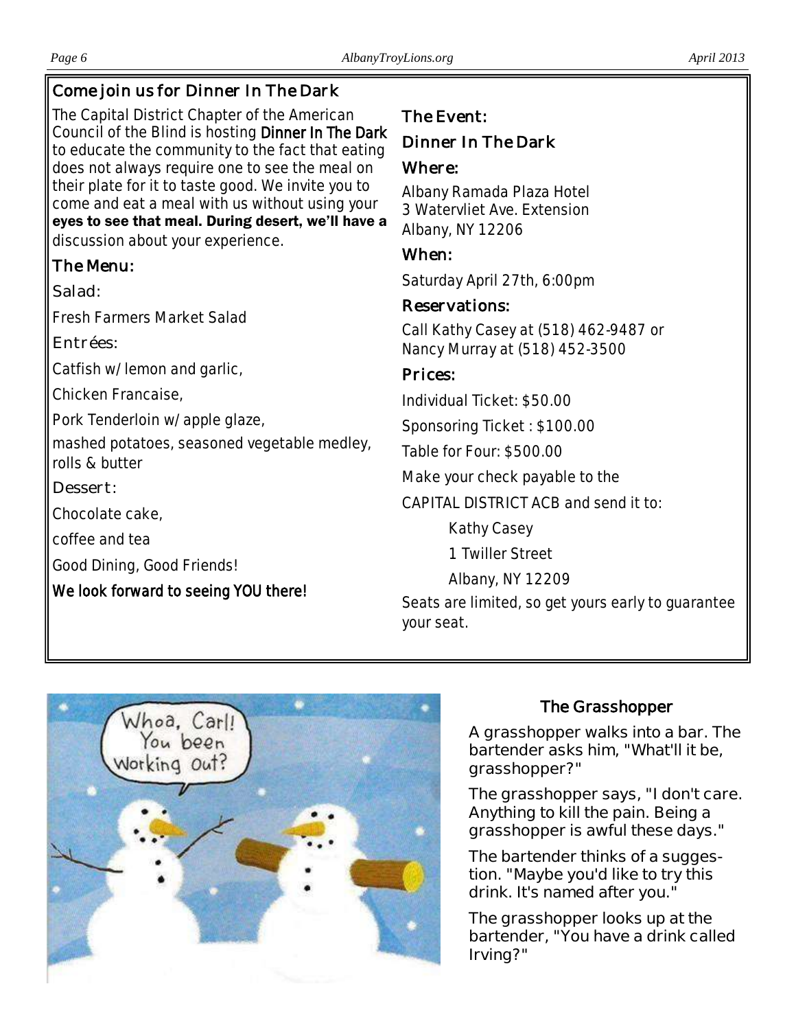## Come join us for Dinner In The Dark

The Capital District Chapter of the American Council of the Blind is hosting Dinner In The Dark to educate the community to the fact that eating does not always require one to see the meal on their plate for it to taste good. We invite you to come and eat a meal with us without using your **eyes to see that meal. During desert, we'll have a** discussion about your experience.

### The Menu:

Salad:

Fresh Farmers Market Salad

Entrées:

Catfish w/ lemon and garlic,

Chicken Francaise,

Pork Tenderloin w/ apple glaze,

mashed potatoes, seasoned vegetable medley, rolls & butter

Dessert:

Chocolate cake,

coffee and tea

Good Dining, Good Friends!

We look forward to seeing YOU there!

### The Event:

### Dinner In The Dark

### Where:

Albany Ramada Plaza Hotel
3 Watervliet Ave. Extension
Albany, NY 12206

### When:

Saturday April 27th, 6:00pm

### Reservations:

Call Kathy Casey at (518) 462-9487 or Nancy Murray at (518) 452-3500

### Prices:

Individual Ticket: $50.00

Sponsoring Ticket : $100.00

Table for Four: $500.00

Make your check payable to the

CAPITAL DISTRICT ACB and send it to:

Kathy Casey

1 Twiller Street

Albany, NY 12209

Seats are limited, so get yours early to guarantee your seat.

## The Grasshopper

A grasshopper walks into a bar. The bartender asks him, "What'll it be, grasshopper?"

The grasshopper says, "I don't care. Anything to kill the pain. Being a grasshopper is awful these days."

The bartender thinks of a suggestion. "Maybe you'd like to try this drink. It's named after you."

The grasshopper looks up at the bartender, "You have a drink called Irving?"